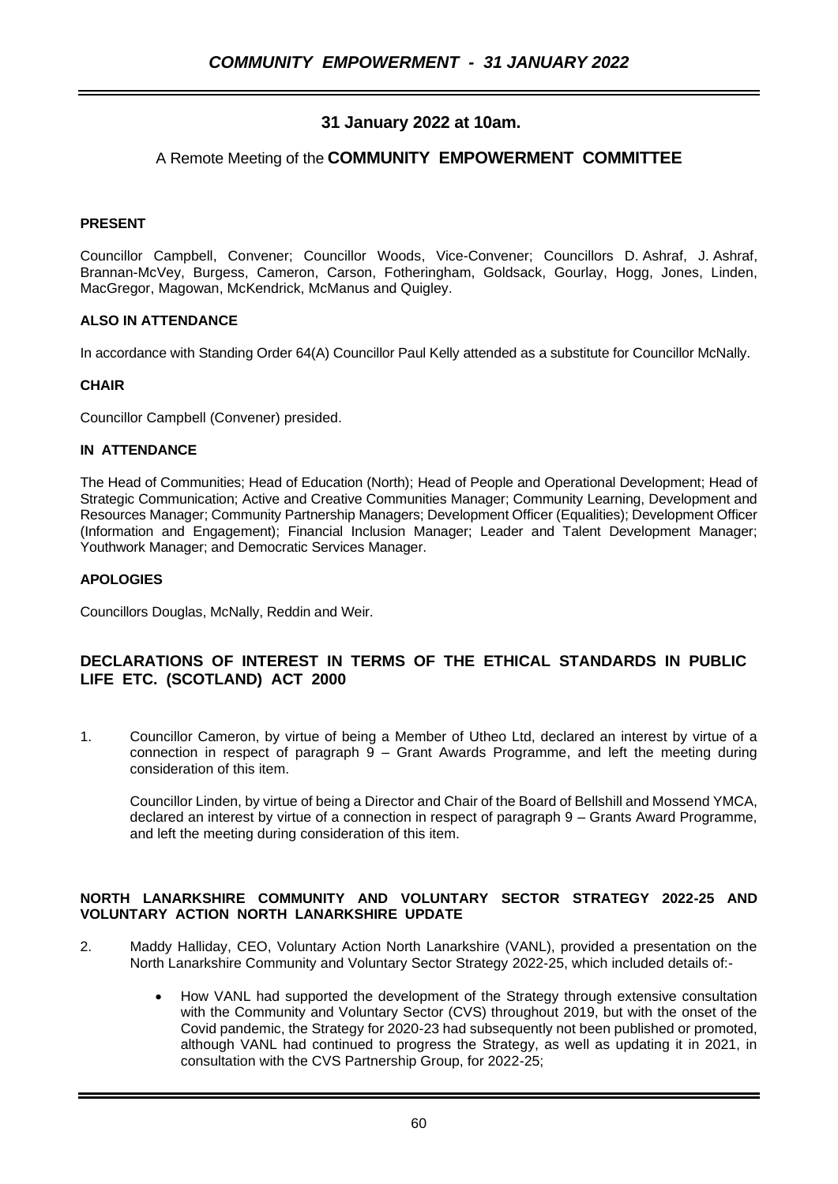**31 January 2022 at 10am.**

A Remote Meeting of the **COMMUNITY EMPOWERMENT COMMITTEE**

**PRESENT**

Councillor Campbell, Convener; Councillor Woods, Vice-Convener; Councillors D. Ashraf, J. Ashraf, Brannan-McVey, Burgess, Cameron, Carson, Fotheringham, Goldsack, Gourlay, Hogg, Jones, Linden, MacGregor, Magowan, McKendrick, McManus and Quigley.

**ALSO IN ATTENDANCE**

In accordance with Standing Order 64(A) Councillor Paul Kelly attended as a substitute for Councillor McNally.

**CHAIR**

Councillor Campbell (Convener) presided.

**IN ATTENDANCE**

The Head of Communities; Head of Education (North); Head of People and Operational Development; Head of Strategic Communication; Active and Creative Communities Manager; Community Learning, Development and Resources Manager; Community Partnership Managers; Development Officer (Equalities); Development Officer (Information and Engagement); Financial Inclusion Manager; Leader and Talent Development Manager; Youthwork Manager; and Democratic Services Manager.

**APOLOGIES**

Councillors Douglas, McNally, Reddin and Weir.

## DECLARATIONS OF INTEREST IN TERMS OF THE ETHICAL STANDARDS IN PUBLIC LIFE ETC. (SCOTLAND) ACT 2000

1. Councillor Cameron, by virtue of being a Member of Utheo Ltd, declared an interest by virtue of a connection in respect of paragraph 9 – Grant Awards Programme, and left the meeting during consideration of this item.

   Councillor Linden, by virtue of being a Director and Chair of the Board of Bellshill and Mossend YMCA, declared an interest by virtue of a connection in respect of paragraph 9 – Grants Award Programme, and left the meeting during consideration of this item.

**NORTH LANARKSHIRE COMMUNITY AND VOLUNTARY SECTOR STRATEGY 2022-25 AND VOLUNTARY ACTION NORTH LANARKSHIRE UPDATE**

2. Maddy Halliday, CEO, Voluntary Action North Lanarkshire (VANL), provided a presentation on the North Lanarkshire Community and Voluntary Sector Strategy 2022-25, which included details of:-

   - How VANL had supported the development of the Strategy through extensive consultation with the Community and Voluntary Sector (CVS) throughout 2019, but with the onset of the Covid pandemic, the Strategy for 2020-23 had subsequently not been published or promoted, although VANL had continued to progress the Strategy, as well as updating it in 2021, in consultation with the CVS Partnership Group, for 2022-25;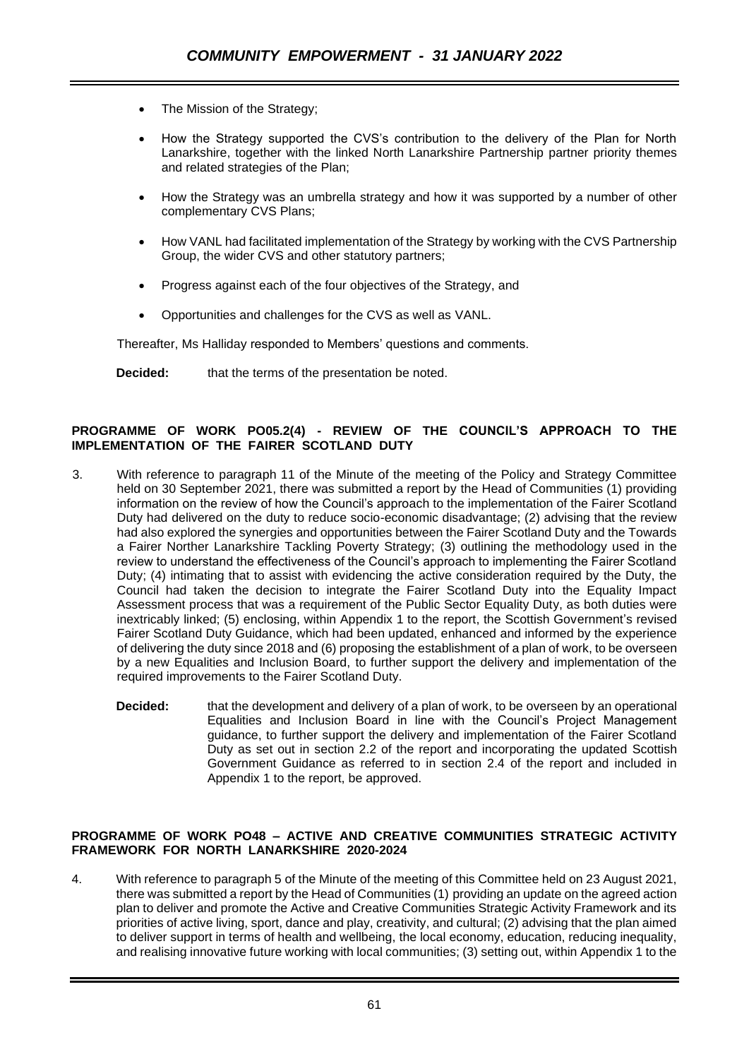- The Mission of the Strategy;
- How the Strategy supported the CVS's contribution to the delivery of the Plan for North Lanarkshire, together with the linked North Lanarkshire Partnership partner priority themes and related strategies of the Plan;
- How the Strategy was an umbrella strategy and how it was supported by a number of other complementary CVS Plans;
- How VANL had facilitated implementation of the Strategy by working with the CVS Partnership Group, the wider CVS and other statutory partners;
- Progress against each of the four objectives of the Strategy, and
- Opportunities and challenges for the CVS as well as VANL.

Thereafter, Ms Halliday responded to Members' questions and comments.

**Decided:** that the terms of the presentation be noted.

**PROGRAMME OF WORK PO05.2(4) - REVIEW OF THE COUNCIL'S APPROACH TO THE IMPLEMENTATION OF THE FAIRER SCOTLAND DUTY**

3. With reference to paragraph 11 of the Minute of the meeting of the Policy and Strategy Committee held on 30 September 2021, there was submitted a report by the Head of Communities (1) providing information on the review of how the Council's approach to the implementation of the Fairer Scotland Duty had delivered on the duty to reduce socio-economic disadvantage; (2) advising that the review had also explored the synergies and opportunities between the Fairer Scotland Duty and the Towards a Fairer Norther Lanarkshire Tackling Poverty Strategy; (3) outlining the methodology used in the review to understand the effectiveness of the Council's approach to implementing the Fairer Scotland Duty; (4) intimating that to assist with evidencing the active consideration required by the Duty, the Council had taken the decision to integrate the Fairer Scotland Duty into the Equality Impact Assessment process that was a requirement of the Public Sector Equality Duty, as both duties were inextricably linked; (5) enclosing, within Appendix 1 to the report, the Scottish Government's revised Fairer Scotland Duty Guidance, which had been updated, enhanced and informed by the experience of delivering the duty since 2018 and (6) proposing the establishment of a plan of work, to be overseen by a new Equalities and Inclusion Board, to further support the delivery and implementation of the required improvements to the Fairer Scotland Duty.

   **Decided:** that the development and delivery of a plan of work, to be overseen by an operational Equalities and Inclusion Board in line with the Council's Project Management guidance, to further support the delivery and implementation of the Fairer Scotland Duty as set out in section 2.2 of the report and incorporating the updated Scottish Government Guidance as referred to in section 2.4 of the report and included in Appendix 1 to the report, be approved.

**PROGRAMME OF WORK PO48 – ACTIVE AND CREATIVE COMMUNITIES STRATEGIC ACTIVITY FRAMEWORK FOR NORTH LANARKSHIRE 2020-2024**

4. With reference to paragraph 5 of the Minute of the meeting of this Committee held on 23 August 2021, there was submitted a report by the Head of Communities (1) providing an update on the agreed action plan to deliver and promote the Active and Creative Communities Strategic Activity Framework and its priorities of active living, sport, dance and play, creativity, and cultural; (2) advising that the plan aimed to deliver support in terms of health and wellbeing, the local economy, education, reducing inequality, and realising innovative future working with local communities; (3) setting out, within Appendix 1 to the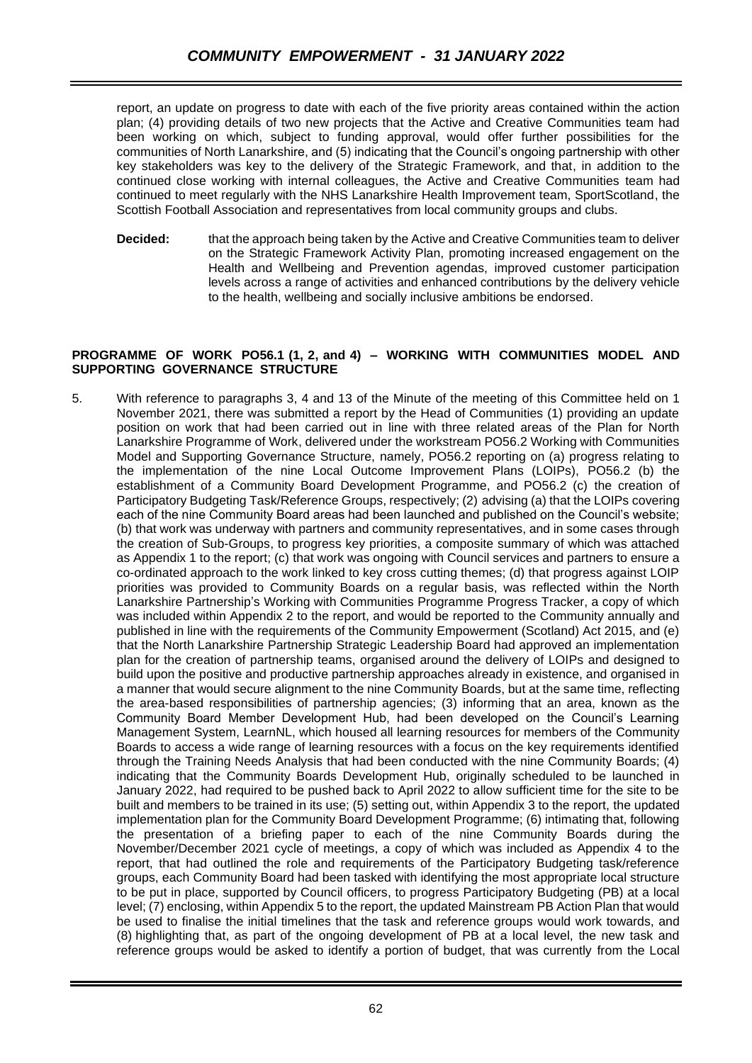report, an update on progress to date with each of the five priority areas contained within the action plan; (4) providing details of two new projects that the Active and Creative Communities team had been working on which, subject to funding approval, would offer further possibilities for the communities of North Lanarkshire, and (5) indicating that the Council's ongoing partnership with other key stakeholders was key to the delivery of the Strategic Framework, and that, in addition to the continued close working with internal colleagues, the Active and Creative Communities team had continued to meet regularly with the NHS Lanarkshire Health Improvement team, SportScotland, the Scottish Football Association and representatives from local community groups and clubs.

**Decided:** that the approach being taken by the Active and Creative Communities team to deliver on the Strategic Framework Activity Plan, promoting increased engagement on the Health and Wellbeing and Prevention agendas, improved customer participation levels across a range of activities and enhanced contributions by the delivery vehicle to the health, wellbeing and socially inclusive ambitions be endorsed.

**PROGRAMME OF WORK PO56.1 (1, 2, and 4) – WORKING WITH COMMUNITIES MODEL AND SUPPORTING GOVERNANCE STRUCTURE**

5. With reference to paragraphs 3, 4 and 13 of the Minute of the meeting of this Committee held on 1 November 2021, there was submitted a report by the Head of Communities (1) providing an update position on work that had been carried out in line with three related areas of the Plan for North Lanarkshire Programme of Work, delivered under the workstream PO56.2 Working with Communities Model and Supporting Governance Structure, namely, PO56.2 reporting on (a) progress relating to the implementation of the nine Local Outcome Improvement Plans (LOIPs), PO56.2 (b) the establishment of a Community Board Development Programme, and PO56.2 (c) the creation of Participatory Budgeting Task/Reference Groups, respectively; (2) advising (a) that the LOIPs covering each of the nine Community Board areas had been launched and published on the Council's website; (b) that work was underway with partners and community representatives, and in some cases through the creation of Sub-Groups, to progress key priorities, a composite summary of which was attached as Appendix 1 to the report; (c) that work was ongoing with Council services and partners to ensure a co-ordinated approach to the work linked to key cross cutting themes; (d) that progress against LOIP priorities was provided to Community Boards on a regular basis, was reflected within the North Lanarkshire Partnership's Working with Communities Programme Progress Tracker, a copy of which was included within Appendix 2 to the report, and would be reported to the Community annually and published in line with the requirements of the Community Empowerment (Scotland) Act 2015, and (e) that the North Lanarkshire Partnership Strategic Leadership Board had approved an implementation plan for the creation of partnership teams, organised around the delivery of LOIPs and designed to build upon the positive and productive partnership approaches already in existence, and organised in a manner that would secure alignment to the nine Community Boards, but at the same time, reflecting the area-based responsibilities of partnership agencies; (3) informing that an area, known as the Community Board Member Development Hub, had been developed on the Council's Learning Management System, LearnNL, which housed all learning resources for members of the Community Boards to access a wide range of learning resources with a focus on the key requirements identified through the Training Needs Analysis that had been conducted with the nine Community Boards; (4) indicating that the Community Boards Development Hub, originally scheduled to be launched in January 2022, had required to be pushed back to April 2022 to allow sufficient time for the site to be built and members to be trained in its use; (5) setting out, within Appendix 3 to the report, the updated implementation plan for the Community Board Development Programme; (6) intimating that, following the presentation of a briefing paper to each of the nine Community Boards during the November/December 2021 cycle of meetings, a copy of which was included as Appendix 4 to the report, that had outlined the role and requirements of the Participatory Budgeting task/reference groups, each Community Board had been tasked with identifying the most appropriate local structure to be put in place, supported by Council officers, to progress Participatory Budgeting (PB) at a local level; (7) enclosing, within Appendix 5 to the report, the updated Mainstream PB Action Plan that would be used to finalise the initial timelines that the task and reference groups would work towards, and (8) highlighting that, as part of the ongoing development of PB at a local level, the new task and reference groups would be asked to identify a portion of budget, that was currently from the Local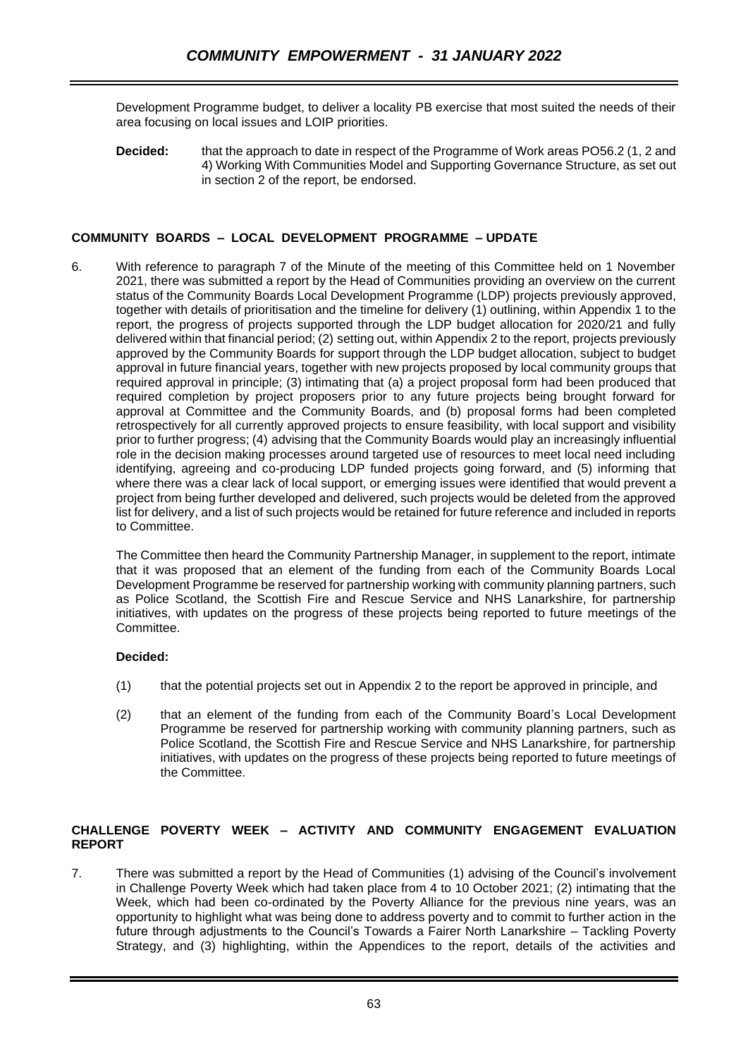Development Programme budget, to deliver a locality PB exercise that most suited the needs of their area focusing on local issues and LOIP priorities.

**Decided:** that the approach to date in respect of the Programme of Work areas PO56.2 (1, 2 and 4) Working With Communities Model and Supporting Governance Structure, as set out in section 2 of the report, be endorsed.

## COMMUNITY BOARDS – LOCAL DEVELOPMENT PROGRAMME – UPDATE

6. With reference to paragraph 7 of the Minute of the meeting of this Committee held on 1 November 2021, there was submitted a report by the Head of Communities providing an overview on the current status of the Community Boards Local Development Programme (LDP) projects previously approved, together with details of prioritisation and the timeline for delivery (1) outlining, within Appendix 1 to the report, the progress of projects supported through the LDP budget allocation for 2020/21 and fully delivered within that financial period; (2) setting out, within Appendix 2 to the report, projects previously approved by the Community Boards for support through the LDP budget allocation, subject to budget approval in future financial years, together with new projects proposed by local community groups that required approval in principle; (3) intimating that (a) a project proposal form had been produced that required completion by project proposers prior to any future projects being brought forward for approval at Committee and the Community Boards, and (b) proposal forms had been completed retrospectively for all currently approved projects to ensure feasibility, with local support and visibility prior to further progress; (4) advising that the Community Boards would play an increasingly influential role in the decision making processes around targeted use of resources to meet local need including identifying, agreeing and co-producing LDP funded projects going forward, and (5) informing that where there was a clear lack of local support, or emerging issues were identified that would prevent a project from being further developed and delivered, such projects would be deleted from the approved list for delivery, and a list of such projects would be retained for future reference and included in reports to Committee.

   The Committee then heard the Community Partnership Manager, in supplement to the report, intimate that it was proposed that an element of the funding from each of the Community Boards Local Development Programme be reserved for partnership working with community planning partners, such as Police Scotland, the Scottish Fire and Rescue Service and NHS Lanarkshire, for partnership initiatives, with updates on the progress of these projects being reported to future meetings of the Committee.

   **Decided:**

   (1) that the potential projects set out in Appendix 2 to the report be approved in principle, and

   (2) that an element of the funding from each of the Community Board's Local Development Programme be reserved for partnership working with community planning partners, such as Police Scotland, the Scottish Fire and Rescue Service and NHS Lanarkshire, for partnership initiatives, with updates on the progress of these projects being reported to future meetings of the Committee.

## CHALLENGE POVERTY WEEK – ACTIVITY AND COMMUNITY ENGAGEMENT EVALUATION REPORT

7. There was submitted a report by the Head of Communities (1) advising of the Council's involvement in Challenge Poverty Week which had taken place from 4 to 10 October 2021; (2) intimating that the Week, which had been co-ordinated by the Poverty Alliance for the previous nine years, was an opportunity to highlight what was being done to address poverty and to commit to further action in the future through adjustments to the Council's Towards a Fairer North Lanarkshire – Tackling Poverty Strategy, and (3) highlighting, within the Appendices to the report, details of the activities and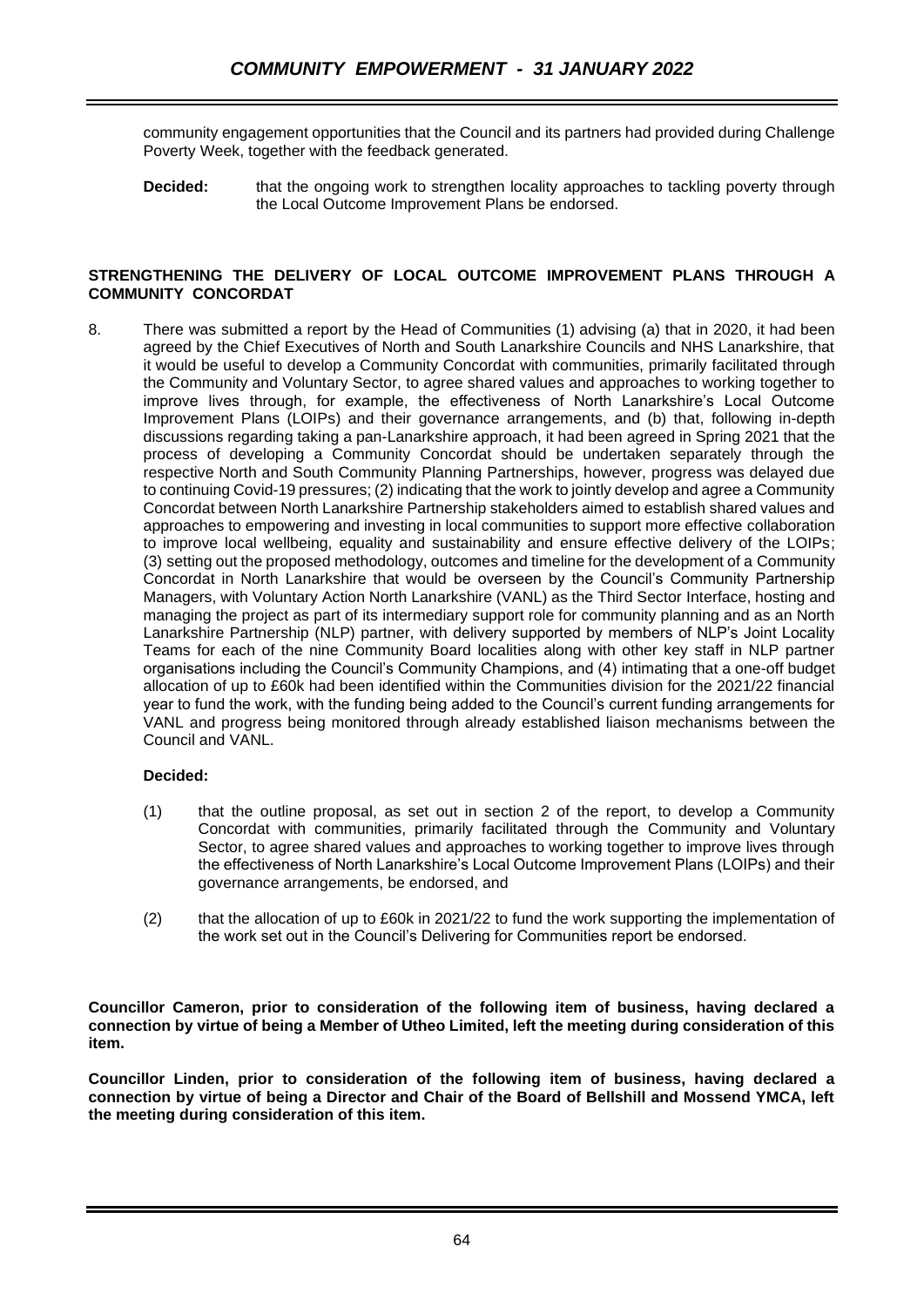community engagement opportunities that the Council and its partners had provided during Challenge Poverty Week, together with the feedback generated.

**Decided:** that the ongoing work to strengthen locality approaches to tackling poverty through the Local Outcome Improvement Plans be endorsed.

**STRENGTHENING THE DELIVERY OF LOCAL OUTCOME IMPROVEMENT PLANS THROUGH A COMMUNITY CONCORDAT**

8. There was submitted a report by the Head of Communities (1) advising (a) that in 2020, it had been agreed by the Chief Executives of North and South Lanarkshire Councils and NHS Lanarkshire, that it would be useful to develop a Community Concordat with communities, primarily facilitated through the Community and Voluntary Sector, to agree shared values and approaches to working together to improve lives through, for example, the effectiveness of North Lanarkshire's Local Outcome Improvement Plans (LOIPs) and their governance arrangements, and (b) that, following in-depth discussions regarding taking a pan-Lanarkshire approach, it had been agreed in Spring 2021 that the process of developing a Community Concordat should be undertaken separately through the respective North and South Community Planning Partnerships, however, progress was delayed due to continuing Covid-19 pressures; (2) indicating that the work to jointly develop and agree a Community Concordat between North Lanarkshire Partnership stakeholders aimed to establish shared values and approaches to empowering and investing in local communities to support more effective collaboration to improve local wellbeing, equality and sustainability and ensure effective delivery of the LOIPs; (3) setting out the proposed methodology, outcomes and timeline for the development of a Community Concordat in North Lanarkshire that would be overseen by the Council's Community Partnership Managers, with Voluntary Action North Lanarkshire (VANL) as the Third Sector Interface, hosting and managing the project as part of its intermediary support role for community planning and as an North Lanarkshire Partnership (NLP) partner, with delivery supported by members of NLP's Joint Locality Teams for each of the nine Community Board localities along with other key staff in NLP partner organisations including the Council's Community Champions, and (4) intimating that a one-off budget allocation of up to £60k had been identified within the Communities division for the 2021/22 financial year to fund the work, with the funding being added to the Council's current funding arrangements for VANL and progress being monitored through already established liaison mechanisms between the Council and VANL.

**Decided:**

(1) that the outline proposal, as set out in section 2 of the report, to develop a Community Concordat with communities, primarily facilitated through the Community and Voluntary Sector, to agree shared values and approaches to working together to improve lives through the effectiveness of North Lanarkshire's Local Outcome Improvement Plans (LOIPs) and their governance arrangements, be endorsed, and

(2) that the allocation of up to £60k in 2021/22 to fund the work supporting the implementation of the work set out in the Council's Delivering for Communities report be endorsed.

**Councillor Cameron, prior to consideration of the following item of business, having declared a connection by virtue of being a Member of Utheo Limited, left the meeting during consideration of this item.**

**Councillor Linden, prior to consideration of the following item of business, having declared a connection by virtue of being a Director and Chair of the Board of Bellshill and Mossend YMCA, left the meeting during consideration of this item.**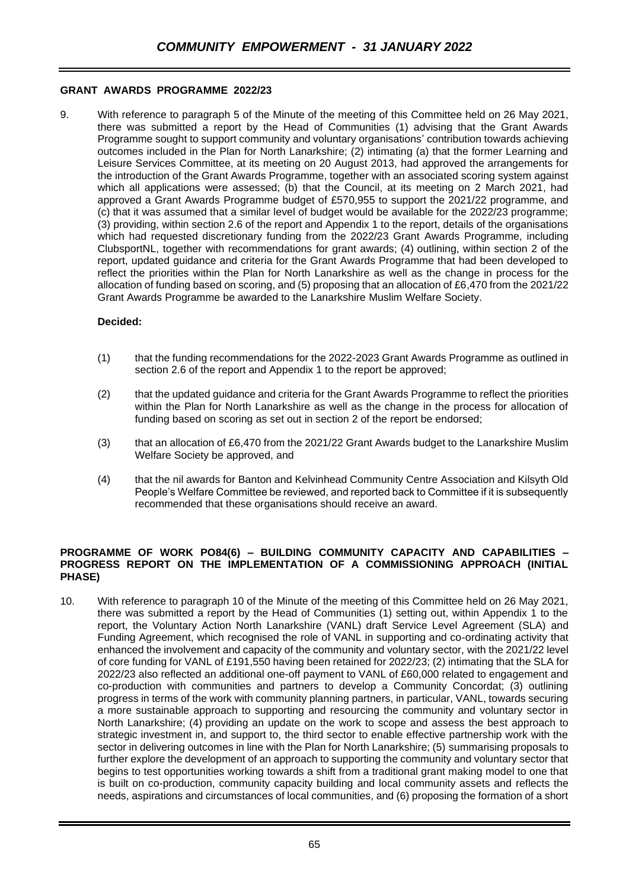## GRANT AWARDS PROGRAMME 2022/23

9. With reference to paragraph 5 of the Minute of the meeting of this Committee held on 26 May 2021, there was submitted a report by the Head of Communities (1) advising that the Grant Awards Programme sought to support community and voluntary organisations' contribution towards achieving outcomes included in the Plan for North Lanarkshire; (2) intimating (a) that the former Learning and Leisure Services Committee, at its meeting on 20 August 2013, had approved the arrangements for the introduction of the Grant Awards Programme, together with an associated scoring system against which all applications were assessed; (b) that the Council, at its meeting on 2 March 2021, had approved a Grant Awards Programme budget of £570,955 to support the 2021/22 programme, and (c) that it was assumed that a similar level of budget would be available for the 2022/23 programme; (3) providing, within section 2.6 of the report and Appendix 1 to the report, details of the organisations which had requested discretionary funding from the 2022/23 Grant Awards Programme, including ClubsportNL, together with recommendations for grant awards; (4) outlining, within section 2 of the report, updated guidance and criteria for the Grant Awards Programme that had been developed to reflect the priorities within the Plan for North Lanarkshire as well as the change in process for the allocation of funding based on scoring, and (5) proposing that an allocation of £6,470 from the 2021/22 Grant Awards Programme be awarded to the Lanarkshire Muslim Welfare Society.

**Decided:**

(1) that the funding recommendations for the 2022-2023 Grant Awards Programme as outlined in section 2.6 of the report and Appendix 1 to the report be approved;

(2) that the updated guidance and criteria for the Grant Awards Programme to reflect the priorities within the Plan for North Lanarkshire as well as the change in the process for allocation of funding based on scoring as set out in section 2 of the report be endorsed;

(3) that an allocation of £6,470 from the 2021/22 Grant Awards budget to the Lanarkshire Muslim Welfare Society be approved, and

(4) that the nil awards for Banton and Kelvinhead Community Centre Association and Kilsyth Old People's Welfare Committee be reviewed, and reported back to Committee if it is subsequently recommended that these organisations should receive an award.

## PROGRAMME OF WORK PO84(6) – BUILDING COMMUNITY CAPACITY AND CAPABILITIES – PROGRESS REPORT ON THE IMPLEMENTATION OF A COMMISSIONING APPROACH (INITIAL PHASE)

10. With reference to paragraph 10 of the Minute of the meeting of this Committee held on 26 May 2021, there was submitted a report by the Head of Communities (1) setting out, within Appendix 1 to the report, the Voluntary Action North Lanarkshire (VANL) draft Service Level Agreement (SLA) and Funding Agreement, which recognised the role of VANL in supporting and co-ordinating activity that enhanced the involvement and capacity of the community and voluntary sector, with the 2021/22 level of core funding for VANL of £191,550 having been retained for 2022/23; (2) intimating that the SLA for 2022/23 also reflected an additional one-off payment to VANL of £60,000 related to engagement and co-production with communities and partners to develop a Community Concordat; (3) outlining progress in terms of the work with community planning partners, in particular, VANL, towards securing a more sustainable approach to supporting and resourcing the community and voluntary sector in North Lanarkshire; (4) providing an update on the work to scope and assess the best approach to strategic investment in, and support to, the third sector to enable effective partnership work with the sector in delivering outcomes in line with the Plan for North Lanarkshire; (5) summarising proposals to further explore the development of an approach to supporting the community and voluntary sector that begins to test opportunities working towards a shift from a traditional grant making model to one that is built on co-production, community capacity building and local community assets and reflects the needs, aspirations and circumstances of local communities, and (6) proposing the formation of a short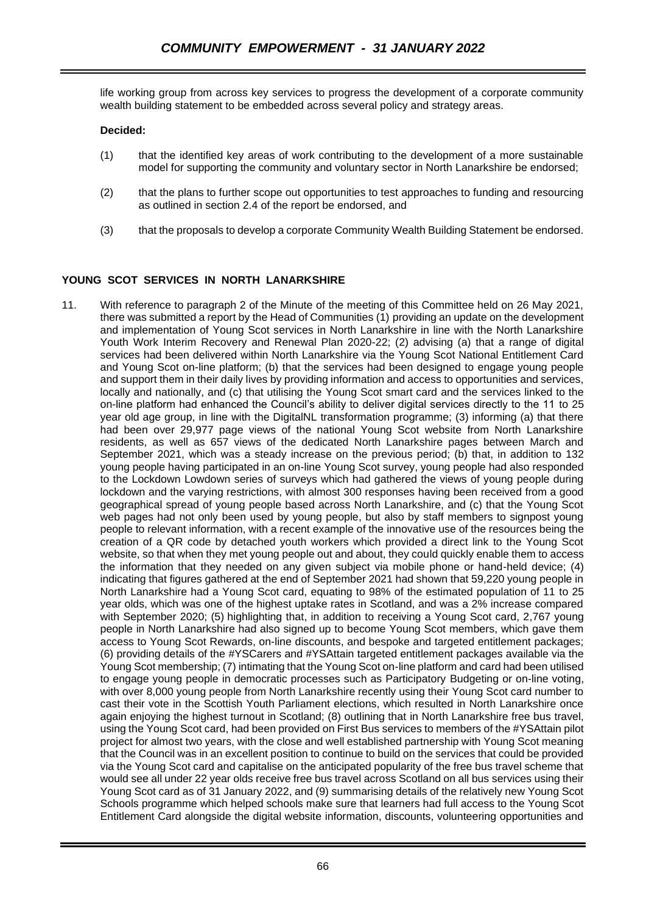life working group from across key services to progress the development of a corporate community wealth building statement to be embedded across several policy and strategy areas.

**Decided:**

(1) that the identified key areas of work contributing to the development of a more sustainable model for supporting the community and voluntary sector in North Lanarkshire be endorsed;

(2) that the plans to further scope out opportunities to test approaches to funding and resourcing as outlined in section 2.4 of the report be endorsed, and

(3) that the proposals to develop a corporate Community Wealth Building Statement be endorsed.

## YOUNG SCOT SERVICES IN NORTH LANARKSHIRE

11. With reference to paragraph 2 of the Minute of the meeting of this Committee held on 26 May 2021, there was submitted a report by the Head of Communities (1) providing an update on the development and implementation of Young Scot services in North Lanarkshire in line with the North Lanarkshire Youth Work Interim Recovery and Renewal Plan 2020-22; (2) advising (a) that a range of digital services had been delivered within North Lanarkshire via the Young Scot National Entitlement Card and Young Scot on-line platform; (b) that the services had been designed to engage young people and support them in their daily lives by providing information and access to opportunities and services, locally and nationally, and (c) that utilising the Young Scot smart card and the services linked to the on-line platform had enhanced the Council's ability to deliver digital services directly to the 11 to 25 year old age group, in line with the DigitalNL transformation programme; (3) informing (a) that there had been over 29,977 page views of the national Young Scot website from North Lanarkshire residents, as well as 657 views of the dedicated North Lanarkshire pages between March and September 2021, which was a steady increase on the previous period; (b) that, in addition to 132 young people having participated in an on-line Young Scot survey, young people had also responded to the Lockdown Lowdown series of surveys which had gathered the views of young people during lockdown and the varying restrictions, with almost 300 responses having been received from a good geographical spread of young people based across North Lanarkshire, and (c) that the Young Scot web pages had not only been used by young people, but also by staff members to signpost young people to relevant information, with a recent example of the innovative use of the resources being the creation of a QR code by detached youth workers which provided a direct link to the Young Scot website, so that when they met young people out and about, they could quickly enable them to access the information that they needed on any given subject via mobile phone or hand-held device; (4) indicating that figures gathered at the end of September 2021 had shown that 59,220 young people in North Lanarkshire had a Young Scot card, equating to 98% of the estimated population of 11 to 25 year olds, which was one of the highest uptake rates in Scotland, and was a 2% increase compared with September 2020; (5) highlighting that, in addition to receiving a Young Scot card, 2,767 young people in North Lanarkshire had also signed up to become Young Scot members, which gave them access to Young Scot Rewards, on-line discounts, and bespoke and targeted entitlement packages; (6) providing details of the #YSCarers and #YSAttain targeted entitlement packages available via the Young Scot membership; (7) intimating that the Young Scot on-line platform and card had been utilised to engage young people in democratic processes such as Participatory Budgeting or on-line voting, with over 8,000 young people from North Lanarkshire recently using their Young Scot card number to cast their vote in the Scottish Youth Parliament elections, which resulted in North Lanarkshire once again enjoying the highest turnout in Scotland; (8) outlining that in North Lanarkshire free bus travel, using the Young Scot card, had been provided on First Bus services to members of the #YSAttain pilot project for almost two years, with the close and well established partnership with Young Scot meaning that the Council was in an excellent position to continue to build on the services that could be provided via the Young Scot card and capitalise on the anticipated popularity of the free bus travel scheme that would see all under 22 year olds receive free bus travel across Scotland on all bus services using their Young Scot card as of 31 January 2022, and (9) summarising details of the relatively new Young Scot Schools programme which helped schools make sure that learners had full access to the Young Scot Entitlement Card alongside the digital website information, discounts, volunteering opportunities and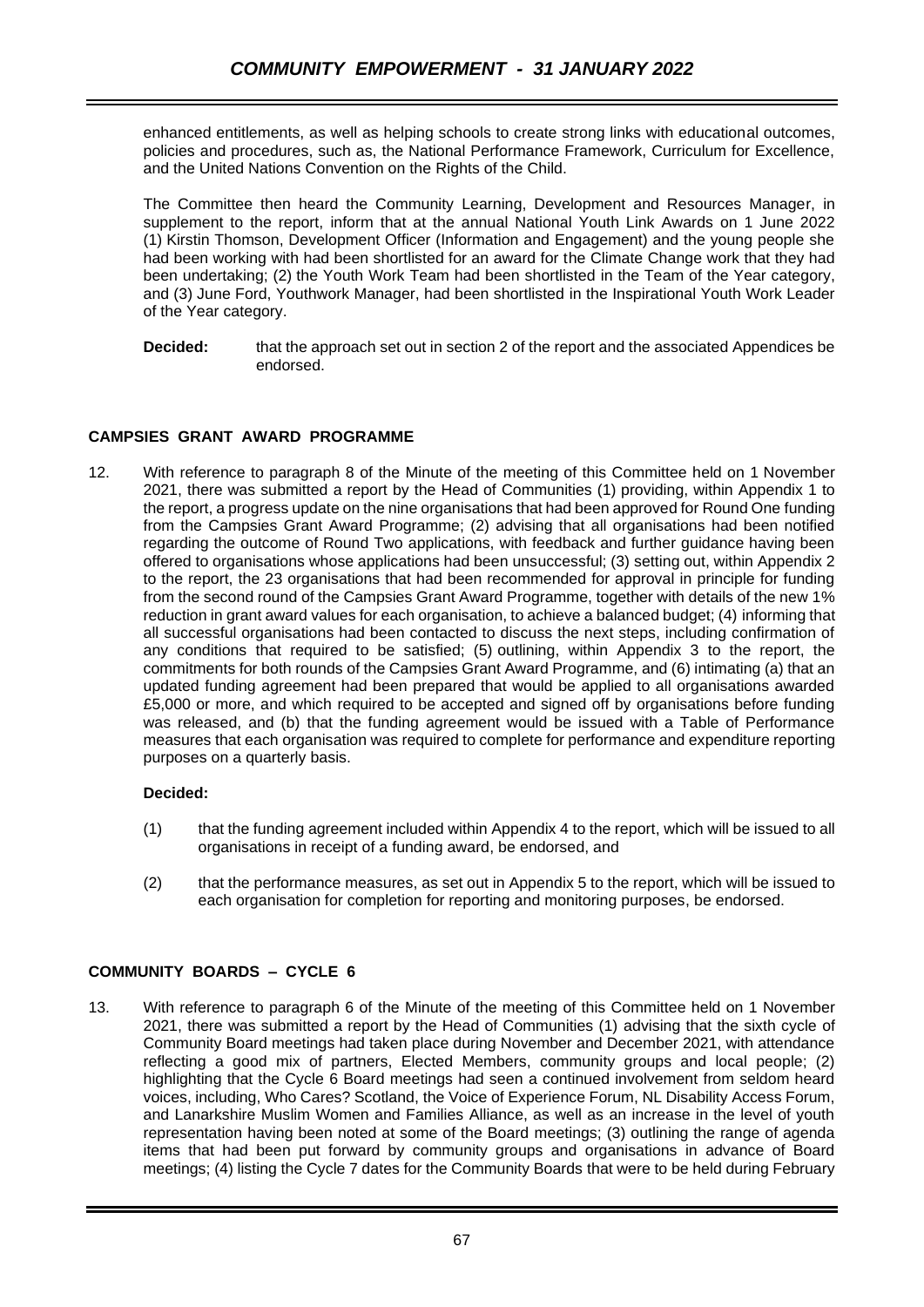enhanced entitlements, as well as helping schools to create strong links with educational outcomes, policies and procedures, such as, the National Performance Framework, Curriculum for Excellence, and the United Nations Convention on the Rights of the Child.

The Committee then heard the Community Learning, Development and Resources Manager, in supplement to the report, inform that at the annual National Youth Link Awards on 1 June 2022 (1) Kirstin Thomson, Development Officer (Information and Engagement) and the young people she had been working with had been shortlisted for an award for the Climate Change work that they had been undertaking; (2) the Youth Work Team had been shortlisted in the Team of the Year category, and (3) June Ford, Youthwork Manager, had been shortlisted in the Inspirational Youth Work Leader of the Year category.

**Decided:** that the approach set out in section 2 of the report and the associated Appendices be endorsed.

## CAMPSIES GRANT AWARD PROGRAMME

12. With reference to paragraph 8 of the Minute of the meeting of this Committee held on 1 November 2021, there was submitted a report by the Head of Communities (1) providing, within Appendix 1 to the report, a progress update on the nine organisations that had been approved for Round One funding from the Campsies Grant Award Programme; (2) advising that all organisations had been notified regarding the outcome of Round Two applications, with feedback and further guidance having been offered to organisations whose applications had been unsuccessful; (3) setting out, within Appendix 2 to the report, the 23 organisations that had been recommended for approval in principle for funding from the second round of the Campsies Grant Award Programme, together with details of the new 1% reduction in grant award values for each organisation, to achieve a balanced budget; (4) informing that all successful organisations had been contacted to discuss the next steps, including confirmation of any conditions that required to be satisfied; (5) outlining, within Appendix 3 to the report, the commitments for both rounds of the Campsies Grant Award Programme, and (6) intimating (a) that an updated funding agreement had been prepared that would be applied to all organisations awarded £5,000 or more, and which required to be accepted and signed off by organisations before funding was released, and (b) that the funding agreement would be issued with a Table of Performance measures that each organisation was required to complete for performance and expenditure reporting purposes on a quarterly basis.

**Decided:**

(1) that the funding agreement included within Appendix 4 to the report, which will be issued to all organisations in receipt of a funding award, be endorsed, and

(2) that the performance measures, as set out in Appendix 5 to the report, which will be issued to each organisation for completion for reporting and monitoring purposes, be endorsed.

## COMMUNITY BOARDS – CYCLE 6

13. With reference to paragraph 6 of the Minute of the meeting of this Committee held on 1 November 2021, there was submitted a report by the Head of Communities (1) advising that the sixth cycle of Community Board meetings had taken place during November and December 2021, with attendance reflecting a good mix of partners, Elected Members, community groups and local people; (2) highlighting that the Cycle 6 Board meetings had seen a continued involvement from seldom heard voices, including, Who Cares? Scotland, the Voice of Experience Forum, NL Disability Access Forum, and Lanarkshire Muslim Women and Families Alliance, as well as an increase in the level of youth representation having been noted at some of the Board meetings; (3) outlining the range of agenda items that had been put forward by community groups and organisations in advance of Board meetings; (4) listing the Cycle 7 dates for the Community Boards that were to be held during February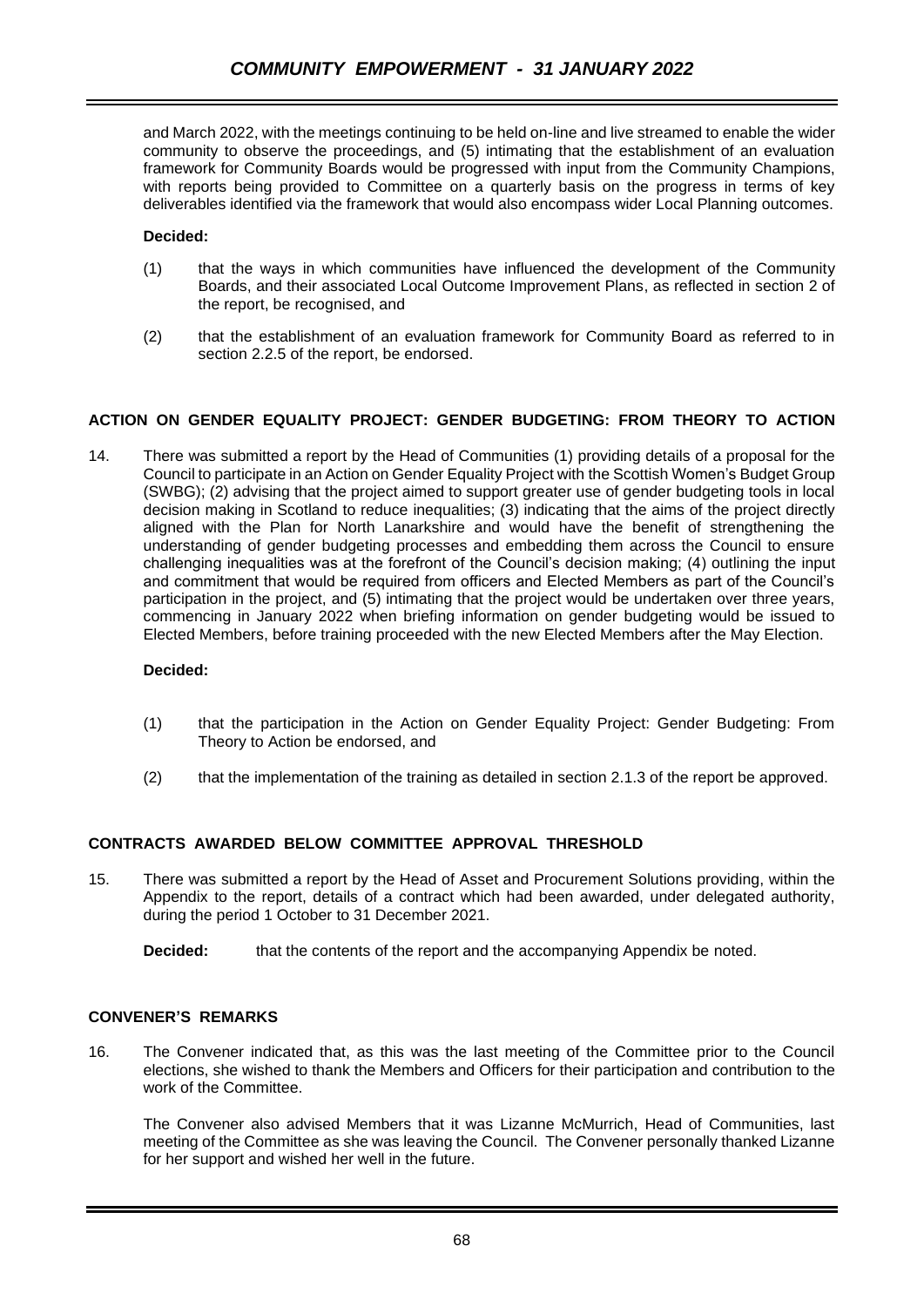and March 2022, with the meetings continuing to be held on-line and live streamed to enable the wider community to observe the proceedings, and (5) intimating that the establishment of an evaluation framework for Community Boards would be progressed with input from the Community Champions, with reports being provided to Committee on a quarterly basis on the progress in terms of key deliverables identified via the framework that would also encompass wider Local Planning outcomes.

**Decided:**

(1) that the ways in which communities have influenced the development of the Community Boards, and their associated Local Outcome Improvement Plans, as reflected in section 2 of the report, be recognised, and

(2) that the establishment of an evaluation framework for Community Board as referred to in section 2.2.5 of the report, be endorsed.

## ACTION ON GENDER EQUALITY PROJECT: GENDER BUDGETING: FROM THEORY TO ACTION

14. There was submitted a report by the Head of Communities (1) providing details of a proposal for the Council to participate in an Action on Gender Equality Project with the Scottish Women's Budget Group (SWBG); (2) advising that the project aimed to support greater use of gender budgeting tools in local decision making in Scotland to reduce inequalities; (3) indicating that the aims of the project directly aligned with the Plan for North Lanarkshire and would have the benefit of strengthening the understanding of gender budgeting processes and embedding them across the Council to ensure challenging inequalities was at the forefront of the Council's decision making; (4) outlining the input and commitment that would be required from officers and Elected Members as part of the Council's participation in the project, and (5) intimating that the project would be undertaken over three years, commencing in January 2022 when briefing information on gender budgeting would be issued to Elected Members, before training proceeded with the new Elected Members after the May Election.

**Decided:**

(1) that the participation in the Action on Gender Equality Project: Gender Budgeting: From Theory to Action be endorsed, and

(2) that the implementation of the training as detailed in section 2.1.3 of the report be approved.

## CONTRACTS AWARDED BELOW COMMITTEE APPROVAL THRESHOLD

15. There was submitted a report by the Head of Asset and Procurement Solutions providing, within the Appendix to the report, details of a contract which had been awarded, under delegated authority, during the period 1 October to 31 December 2021.

**Decided:** that the contents of the report and the accompanying Appendix be noted.

## CONVENER'S REMARKS

16. The Convener indicated that, as this was the last meeting of the Committee prior to the Council elections, she wished to thank the Members and Officers for their participation and contribution to the work of the Committee.

The Convener also advised Members that it was Lizanne McMurrich, Head of Communities, last meeting of the Committee as she was leaving the Council. The Convener personally thanked Lizanne for her support and wished her well in the future.